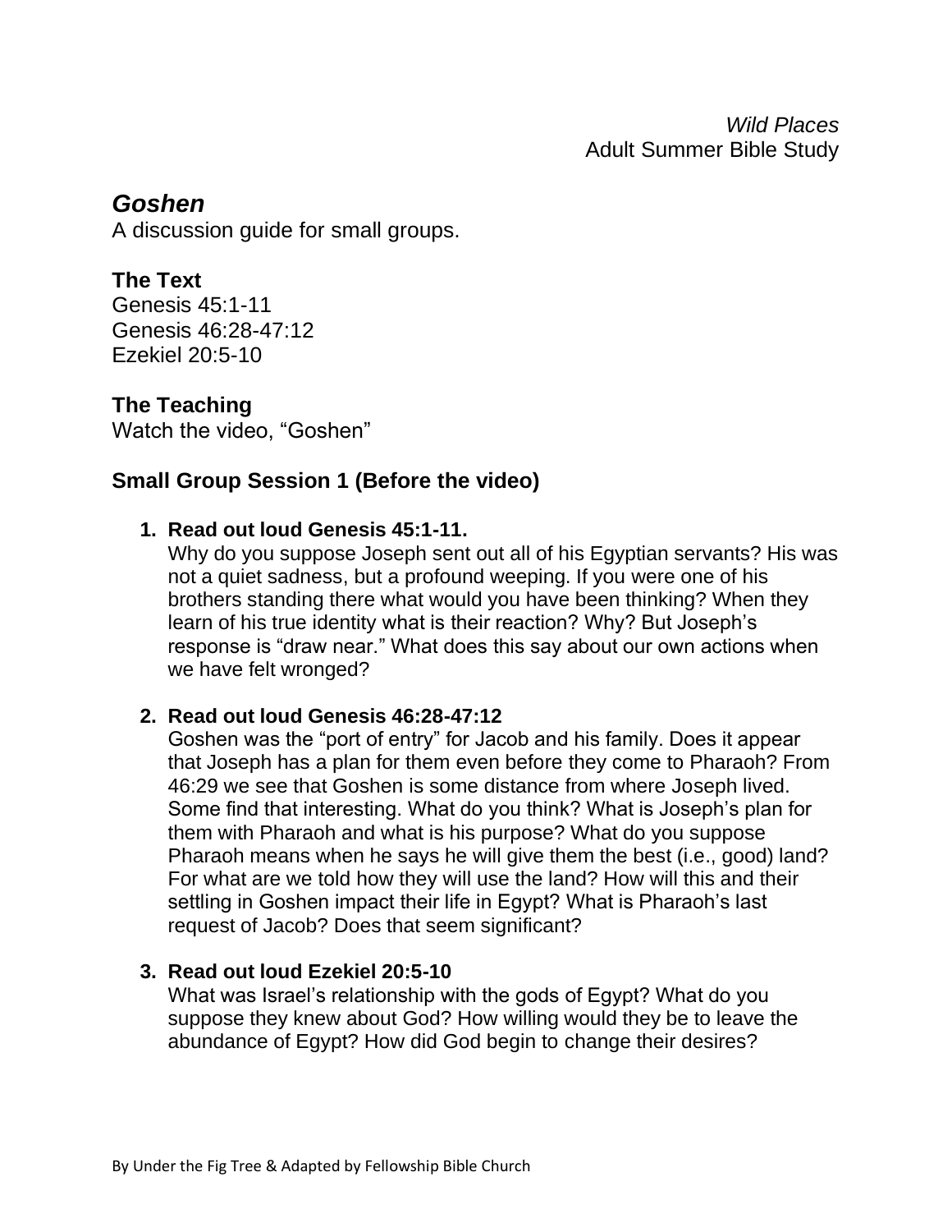*Wild Places*
Adult Summer Bible Study

# *Goshen*

A discussion guide for small groups.

## The Text

Genesis 45:1-11
Genesis 46:28-47:12
Ezekiel 20:5-10

## The Teaching

Watch the video, "Goshen"

## Small Group Session 1 (Before the video)

1. **Read out loud Genesis 45:1-11.**
   Why do you suppose Joseph sent out all of his Egyptian servants? His was not a quiet sadness, but a profound weeping. If you were one of his brothers standing there what would you have been thinking? When they learn of his true identity what is their reaction? Why? But Joseph's response is "draw near." What does this say about our own actions when we have felt wronged?

2. **Read out loud Genesis 46:28-47:12**
   Goshen was the "port of entry" for Jacob and his family. Does it appear that Joseph has a plan for them even before they come to Pharaoh? From 46:29 we see that Goshen is some distance from where Joseph lived. Some find that interesting. What do you think? What is Joseph's plan for them with Pharaoh and what is his purpose? What do you suppose Pharaoh means when he says he will give them the best (i.e., good) land? For what are we told how they will use the land? How will this and their settling in Goshen impact their life in Egypt? What is Pharaoh's last request of Jacob? Does that seem significant?

3. **Read out loud Ezekiel 20:5-10**
   What was Israel's relationship with the gods of Egypt? What do you suppose they knew about God? How willing would they be to leave the abundance of Egypt? How did God begin to change their desires?

By Under the Fig Tree & Adapted by Fellowship Bible Church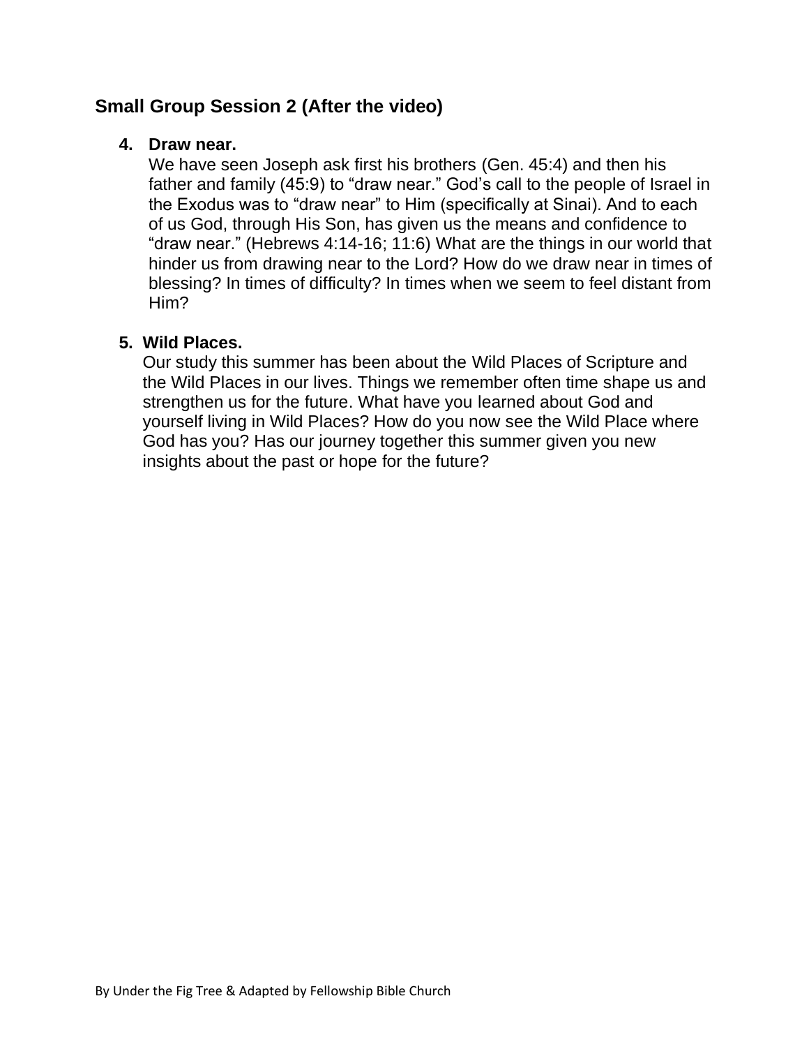## Small Group Session 2 (After the video)

4. **Draw near.**
   We have seen Joseph ask first his brothers (Gen. 45:4) and then his father and family (45:9) to "draw near." God's call to the people of Israel in the Exodus was to "draw near" to Him (specifically at Sinai). And to each of us God, through His Son, has given us the means and confidence to "draw near." (Hebrews 4:14-16; 11:6) What are the things in our world that hinder us from drawing near to the Lord? How do we draw near in times of blessing? In times of difficulty? In times when we seem to feel distant from Him?

5. **Wild Places.**
   Our study this summer has been about the Wild Places of Scripture and the Wild Places in our lives. Things we remember often time shape us and strengthen us for the future. What have you learned about God and yourself living in Wild Places? How do you now see the Wild Place where God has you? Has our journey together this summer given you new insights about the past or hope for the future?